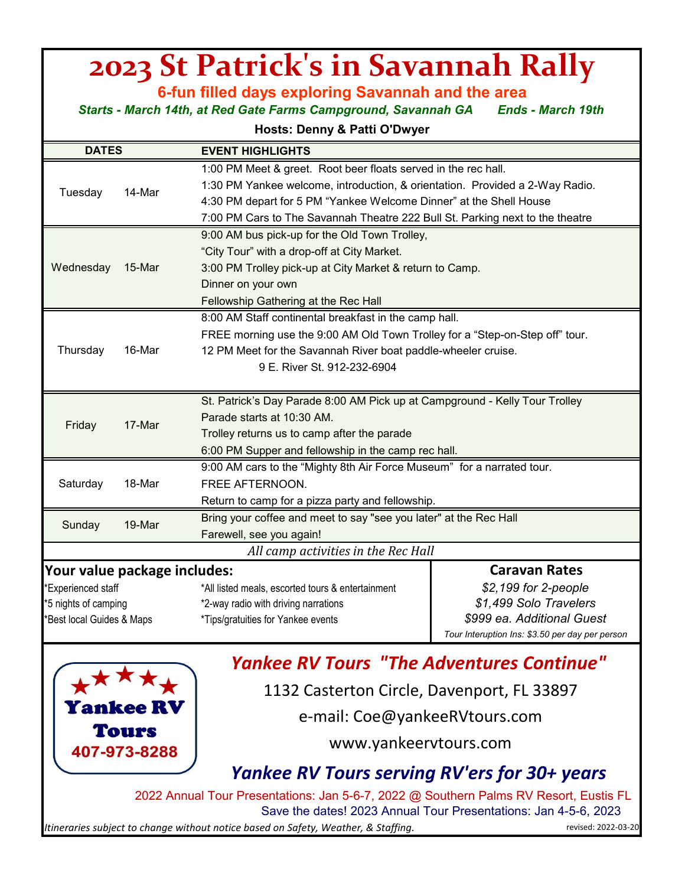# 2023 St Patrick's in Savannah Rally

**6-fun filled days exploring Savannah and the area**

*Starts - March 14th, at Red Gate Farms Campground, Savannah GA Ends - March 19th*

**Hosts: Denny & Patti O'Dwyer**

| DATES | | EVENT HIGHLIGHTS |
|---|---|---|
| Tuesday | 14-Mar | 1:00 PM Meet & greet. Root beer floats served in the rec hall.<br>1:30 PM Yankee welcome, introduction, & orientation. Provided a 2-Way Radio.<br>4:30 PM depart for 5 PM "Yankee Welcome Dinner" at the Shell House<br>7:00 PM Cars to The Savannah Theatre 222 Bull St. Parking next to the theatre |
| Wednesday | 15-Mar | 9:00 AM bus pick-up for the Old Town Trolley,<br>"City Tour" with a drop-off at City Market.<br>3:00 PM Trolley pick-up at City Market & return to Camp.<br>Dinner on your own<br>Fellowship Gathering at the Rec Hall |
| Thursday | 16-Mar | 8:00 AM Staff continental breakfast in the camp hall.<br>FREE morning use the 9:00 AM Old Town Trolley for a "Step-on-Step off" tour.<br>12 PM Meet for the Savannah River boat paddle-wheeler cruise.<br>9 E. River St. 912-232-6904 |
| Friday | 17-Mar | St. Patrick's Day Parade 8:00 AM Pick up at Campground - Kelly Tour Trolley<br>Parade starts at 10:30 AM.<br>Trolley returns us to camp after the parade<br>6:00 PM Supper and fellowship in the camp rec hall. |
| Saturday | 18-Mar | 9:00 AM cars to the "Mighty 8th Air Force Museum" for a narrated tour.<br>FREE AFTERNOON.<br>Return to camp for a pizza party and fellowship. |
| Sunday | 19-Mar | Bring your coffee and meet to say "see you later" at the Rec Hall<br>Farewell, see you again! |

*All camp activities in the Rec Hall*

**Your value package includes:**

- *Experienced staff
- *5 nights of camping
- *Best local Guides & Maps
- *All listed meals, escorted tours & entertainment
- *2-way radio with driving narrations
- *Tips/gratuities for Yankee events

**Caravan Rates**

*$2,199 for 2-people*
*$1,499 Solo Travelers*
*$999 ea. Additional Guest*
*Tour Interuption Ins: $3.50 per day per person*

Yankee RV Tours
407-973-8288

## *Yankee RV Tours "The Adventures Continue"*

1132 Casterton Circle, Davenport, FL 33897

e-mail: Coe@yankeeRVtours.com

www.yankeervtours.com

## *Yankee RV Tours serving RV'ers for 30+ years*

2022 Annual Tour Presentations: Jan 5-6-7, 2022 @ Southern Palms RV Resort, Eustis FL

Save the dates! 2023 Annual Tour Presentations: Jan 4-5-6, 2023

*Itineraries subject to change without notice based on Safety, Weather, & Staffing.*

revised: 2022-03-20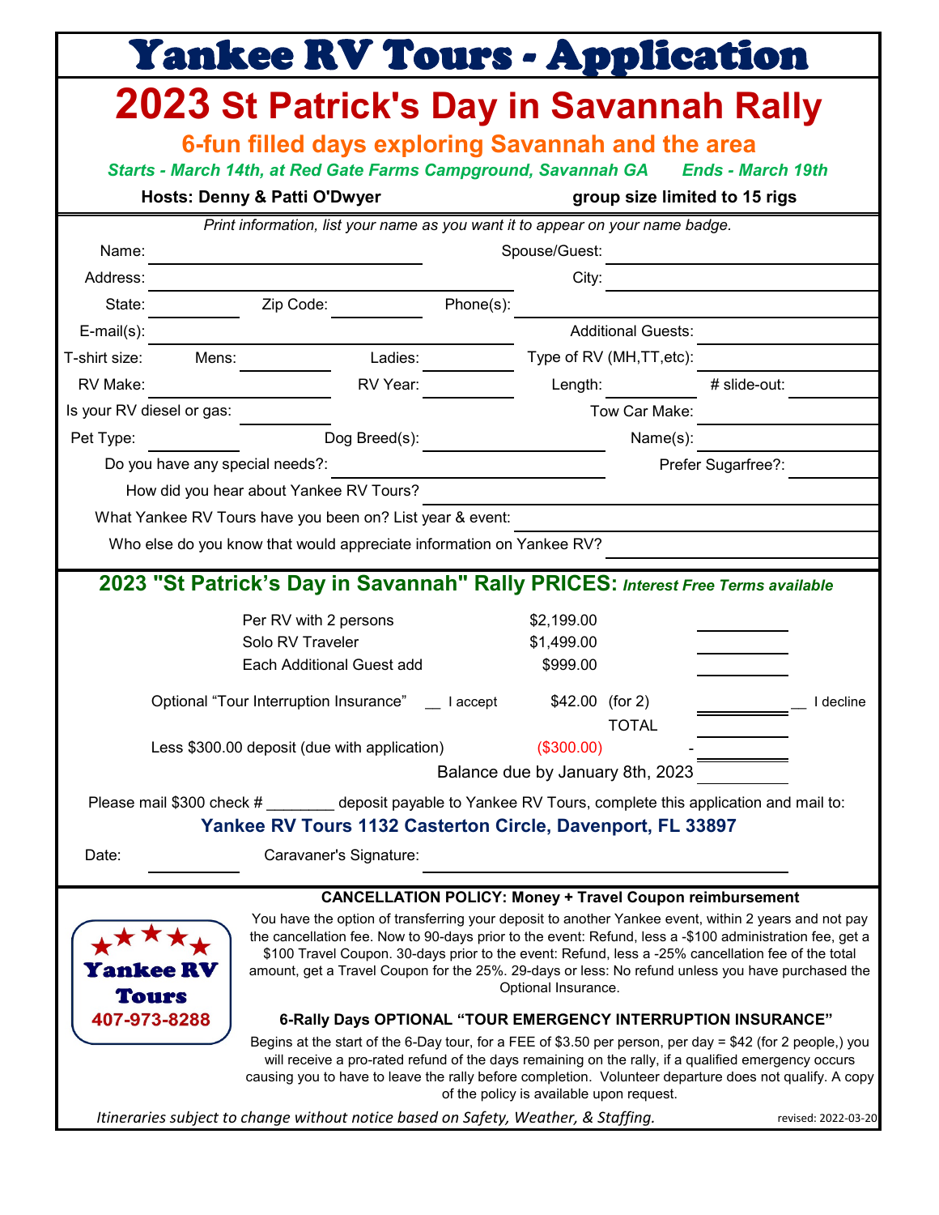# Yankee RV Tours - Application

# 2023 St Patrick's Day in Savannah Rally

## 6-fun filled days exploring Savannah and the area

*Starts - March 14th, at Red Gate Farms Campground, Savannah GA* *Ends - March 19th*

**Hosts: Denny & Patti O'Dwyer** **group size limited to 15 rigs**

*Print information, list your name as you want it to appear on your name badge.*

Name: ______________________ Spouse/Guest: ______________________

Address: ______________________ City: ______________________

State: __________ Zip Code: __________ Phone(s): ______________________

E-mail(s): ______________________ Additional Guests: ______________________

T-shirt size: Mens: __________ Ladies: __________ Type of RV (MH,TT,etc): __________

RV Make: __________ RV Year: __________ Length: __________ # slide-out: __________

Is your RV diesel or gas: __________ Tow Car Make: __________

Pet Type: __________ Dog Breed(s): __________ Name(s): __________

Do you have any special needs?: ______________________ Prefer Sugarfree?: __________

How did you hear about Yankee RV Tours? ______________________

What Yankee RV Tours have you been on? List year & event: ______________________

Who else do you know that would appreciate information on Yankee RV? ______________________

## 2023 "St Patrick's Day in Savannah" Rally PRICES: *Interest Free Terms available*

| | | |
|---|---|---|
| Per RV with 2 persons | $2,199.00 | ________ |
| Solo RV Traveler | $1,499.00 | ________ |
| Each Additional Guest add | $999.00 | ________ |
| Optional "Tour Interruption Insurance" __ I accept | $42.00 (for 2) | ________ __ I decline |
| | TOTAL | ________ |
| Less $300.00 deposit (due with application) | ($300.00) | - ________ |
| | Balance due by January 8th, 2023 | ________ |

Please mail $300 check # ________ deposit payable to Yankee RV Tours, complete this application and mail to:

**Yankee RV Tours 1132 Casterton Circle, Davenport, FL 33897**

Date: __________ Caravaner's Signature: ______________________

Yankee RV Tours
407-973-8288

**CANCELLATION POLICY: Money + Travel Coupon reimbursement**

You have the option of transferring your deposit to another Yankee event, within 2 years and not pay the cancellation fee. Now to 90-days prior to the event: Refund, less a -$100 administration fee, get a $100 Travel Coupon. 30-days prior to the event: Refund, less a -25% cancellation fee of the total amount, get a Travel Coupon for the 25%. 29-days or less: No refund unless you have purchased the Optional Insurance.

**6-Rally Days OPTIONAL "TOUR EMERGENCY INTERRUPTION INSURANCE"**

Begins at the start of the 6-Day tour, for a FEE of $3.50 per person, per day = $42 (for 2 people,) you will receive a pro-rated refund of the days remaining on the rally, if a qualified emergency occurs causing you to have to leave the rally before completion. Volunteer departure does not qualify. A copy of the policy is available upon request.

*Itineraries subject to change without notice based on Safety, Weather, & Staffing.*

revised: 2022-03-20